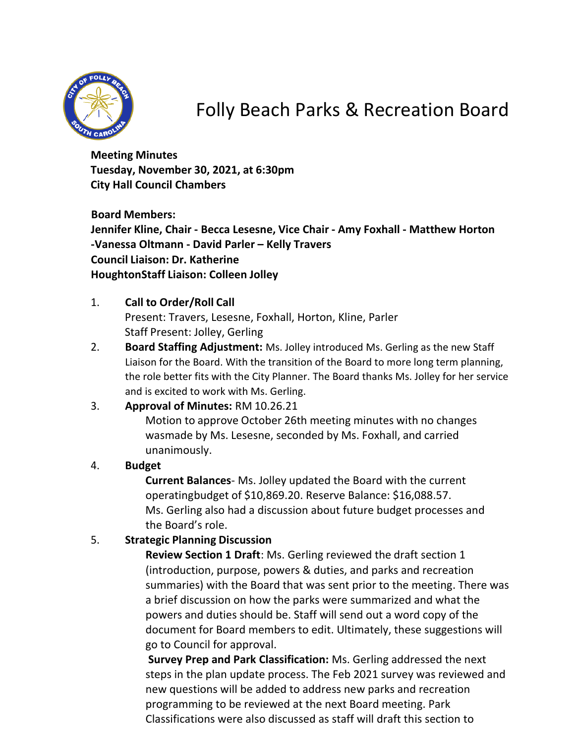# Folly Beach Parks & Recreation Board

**Meeting Minutes**
**Tuesday, November 30, 2021, at 6:30pm**
**City Hall Council Chambers**

**Board Members:**
**Jennifer Kline, Chair - Becca Lesesne, Vice Chair - Amy Foxhall - Matthew Horton -Vanessa Oltmann - David Parler – Kelly Travers**
**Council Liaison: Dr. Katherine HoughtonStaff Liaison: Colleen Jolley**

1. **Call to Order/Roll Call**
   Present: Travers, Lesesne, Foxhall, Horton, Kline, Parler
   Staff Present: Jolley, Gerling
2. **Board Staffing Adjustment:** Ms. Jolley introduced Ms. Gerling as the new Staff Liaison for the Board. With the transition of the Board to more long term planning, the role better fits with the City Planner. The Board thanks Ms. Jolley for her service and is excited to work with Ms. Gerling.
3. **Approval of Minutes:** RM 10.26.21
   Motion to approve October 26th meeting minutes with no changes wasmade by Ms. Lesesne, seconded by Ms. Foxhall, and carried unanimously.
4. **Budget**
   **Current Balances**- Ms. Jolley updated the Board with the current operatingbudget of $10,869.20. Reserve Balance: $16,088.57.
   Ms. Gerling also had a discussion about future budget processes and the Board's role.
5. **Strategic Planning Discussion**
   **Review Section 1 Draft**: Ms. Gerling reviewed the draft section 1 (introduction, purpose, powers & duties, and parks and recreation summaries) with the Board that was sent prior to the meeting. There was a brief discussion on how the parks were summarized and what the powers and duties should be. Staff will send out a word copy of the document for Board members to edit. Ultimately, these suggestions will go to Council for approval.
   **Survey Prep and Park Classification:** Ms. Gerling addressed the next steps in the plan update process. The Feb 2021 survey was reviewed and new questions will be added to address new parks and recreation programming to be reviewed at the next Board meeting. Park Classifications were also discussed as staff will draft this section to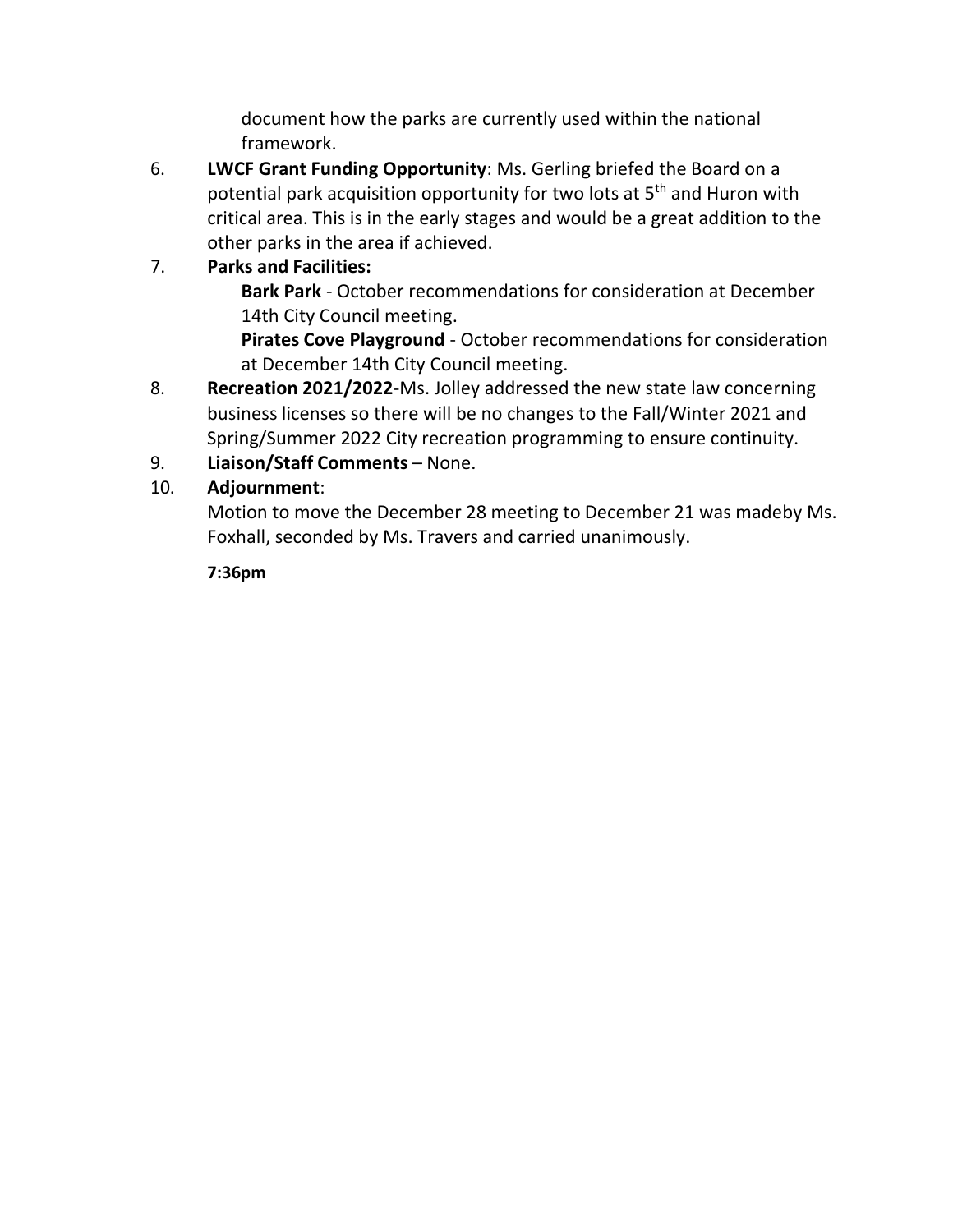document how the parks are currently used within the national framework.

6. **LWCF Grant Funding Opportunity**: Ms. Gerling briefed the Board on a potential park acquisition opportunity for two lots at 5th and Huron with critical area. This is in the early stages and would be a great addition to the other parks in the area if achieved.
7. **Parks and Facilities:**

   **Bark Park** - October recommendations for consideration at December 14th City Council meeting.

   **Pirates Cove Playground** - October recommendations for consideration at December 14th City Council meeting.
8. **Recreation 2021/2022**-Ms. Jolley addressed the new state law concerning business licenses so there will be no changes to the Fall/Winter 2021 and Spring/Summer 2022 City recreation programming to ensure continuity.
9. **Liaison/Staff Comments** – None.
10. **Adjournment**:

    Motion to move the December 28 meeting to December 21 was madeby Ms. Foxhall, seconded by Ms. Travers and carried unanimously.

    **7:36pm**